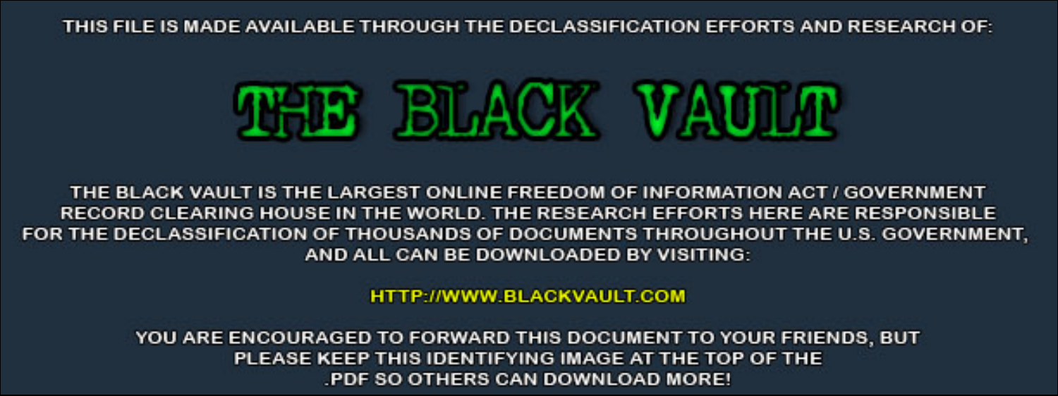THIS FILE IS MADE AVAILABLE THROUGH THE DECLASSIFICATION EFFORTS AND RESEARCH OF:

# THE BLACK VAULT

THE BLACK VAULT IS THE LARGEST ONLINE FREEDOM OF INFORMATION ACT / GOVERNMENT RECORD CLEARING HOUSE IN THE WORLD. THE RESEARCH EFFORTS HERE ARE RESPONSIBLE FOR THE DECLASSIFICATION OF THOUSANDS OF DOCUMENTS THROUGHOUT THE U.S. GOVERNMENT, AND ALL CAN BE DOWNLOADED BY VISITING:

HTTP://WWW.BLACKVAULT.COM

YOU ARE ENCOURAGED TO FORWARD THIS DOCUMENT TO YOUR FRIENDS, BUT PLEASE KEEP THIS IDENTIFYING IMAGE AT THE TOP OF THE .PDF SO OTHERS CAN DOWNLOAD MORE!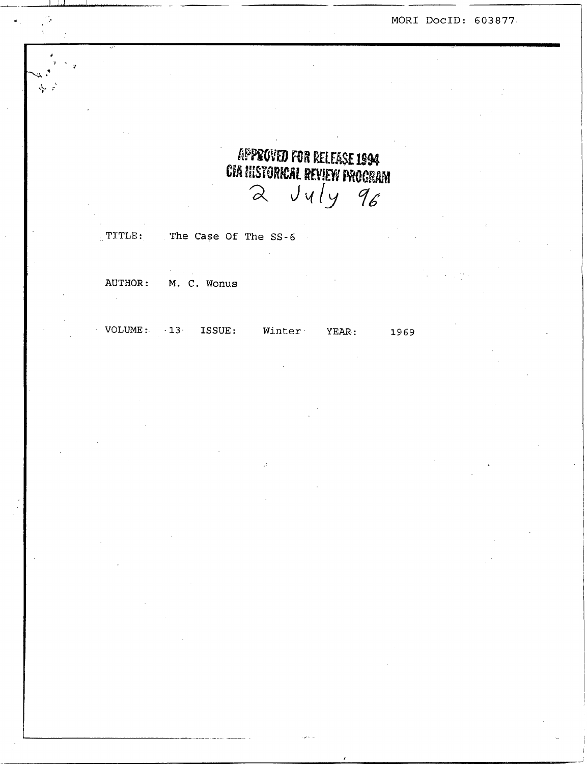MORI DocID: 603877

APPROVED FOR RELEASE 1994
CIA HISTORICAL REVIEW PROGRAM
2 July 96

TITLE: The Case Of The SS-6

AUTHOR: M. C. Wonus

VOLUME: 13 ISSUE: Winter YEAR: 1969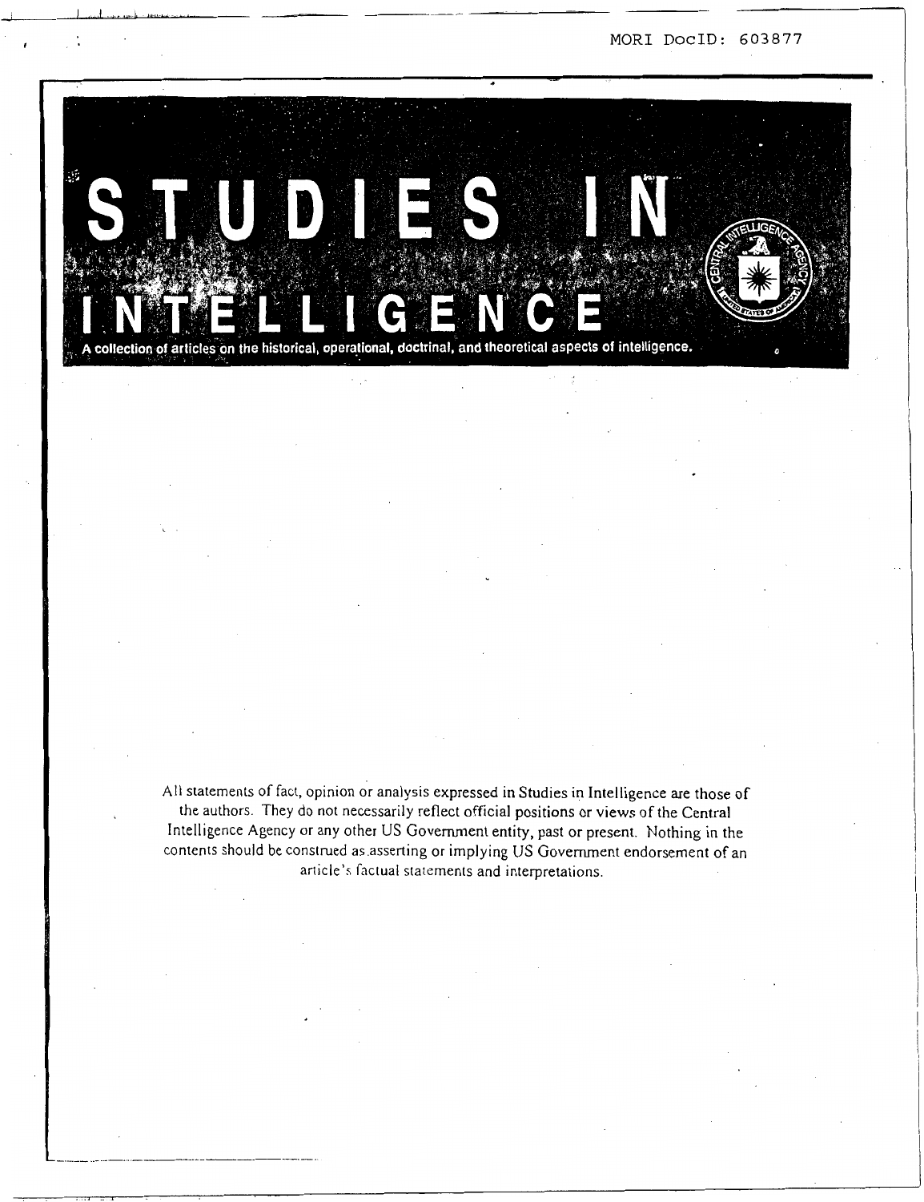MORI DocID: 603877

# STUDIES IN INTELLIGENCE

A collection of articles on the historical, operational, doctrinal, and theoretical aspects of intelligence.

All statements of fact, opinion or analysis expressed in Studies in Intelligence are those of the authors. They do not necessarily reflect official positions or views of the Central Intelligence Agency or any other US Government entity, past or present. Nothing in the contents should be construed as asserting or implying US Government endorsement of an article's factual statements and interpretations.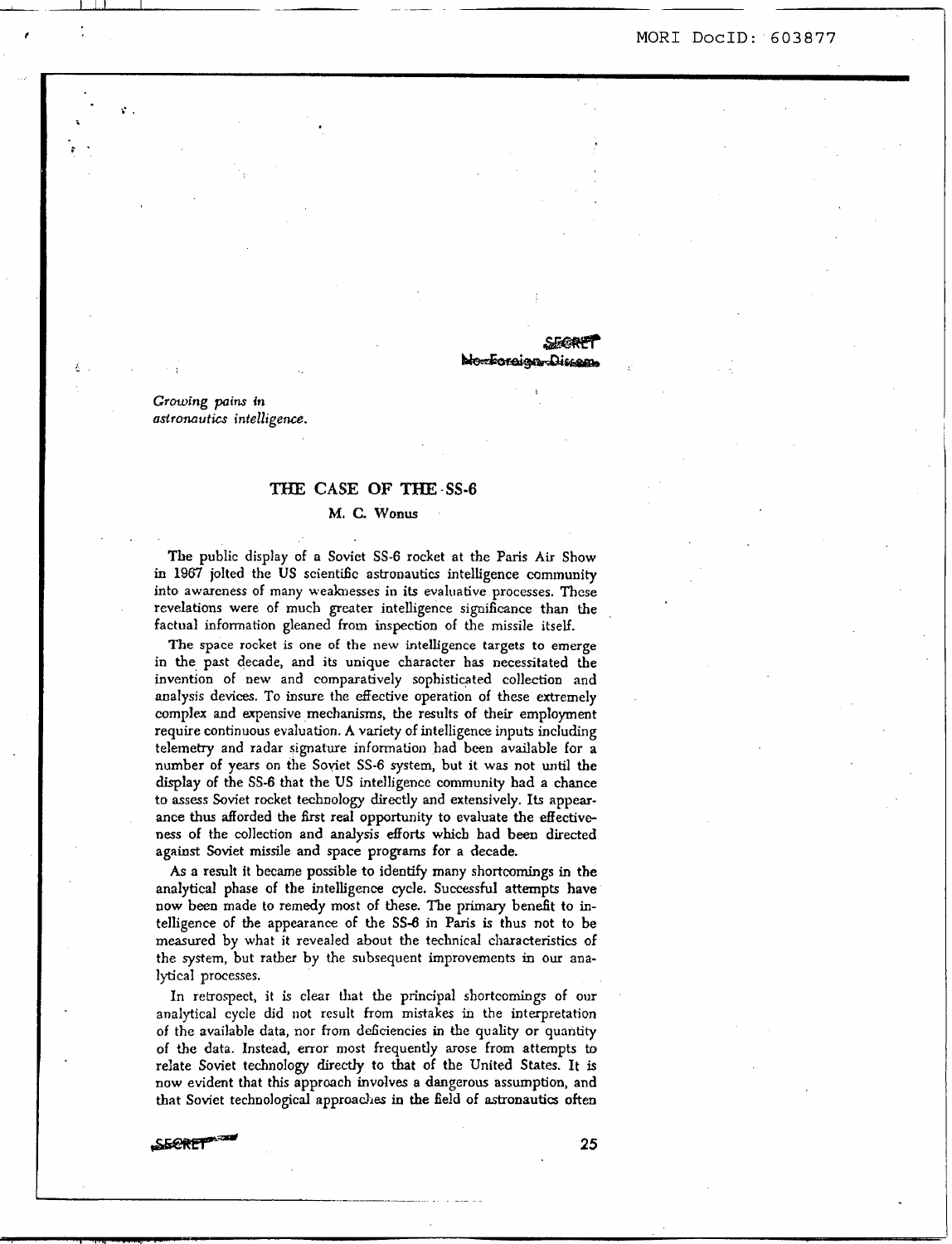SECRET
No Foreign Dissem

*Growing pains in astronautics intelligence.*

# THE CASE OF THE SS-6

M. C. Wonus

The public display of a Soviet SS-6 rocket at the Paris Air Show in 1967 jolted the US scientific astronautics intelligence community into awareness of many weaknesses in its evaluative processes. These revelations were of much greater intelligence significance than the factual information gleaned from inspection of the missile itself.

The space rocket is one of the new intelligence targets to emerge in the past decade, and its unique character has necessitated the invention of new and comparatively sophisticated collection and analysis devices. To insure the effective operation of these extremely complex and expensive mechanisms, the results of their employment require continuous evaluation. A variety of intelligence inputs including telemetry and radar signature information had been available for a number of years on the Soviet SS-6 system, but it was not until the display of the SS-6 that the US intelligence community had a chance to assess Soviet rocket technology directly and extensively. Its appearance thus afforded the first real opportunity to evaluate the effectiveness of the collection and analysis efforts which had been directed against Soviet missile and space programs for a decade.

As a result it became possible to identify many shortcomings in the analytical phase of the intelligence cycle. Successful attempts have now been made to remedy most of these. The primary benefit to intelligence of the appearance of the SS-6 in Paris is thus not to be measured by what it revealed about the technical characteristics of the system, but rather by the subsequent improvements in our analytical processes.

In retrospect, it is clear that the principal shortcomings of our analytical cycle did not result from mistakes in the interpretation of the available data, nor from deficiencies in the quality or quantity of the data. Instead, error most frequently arose from attempts to relate Soviet technology directly to that of the United States. It is now evident that this approach involves a dangerous assumption, and that Soviet technological approaches in the field of astronautics often

SECRET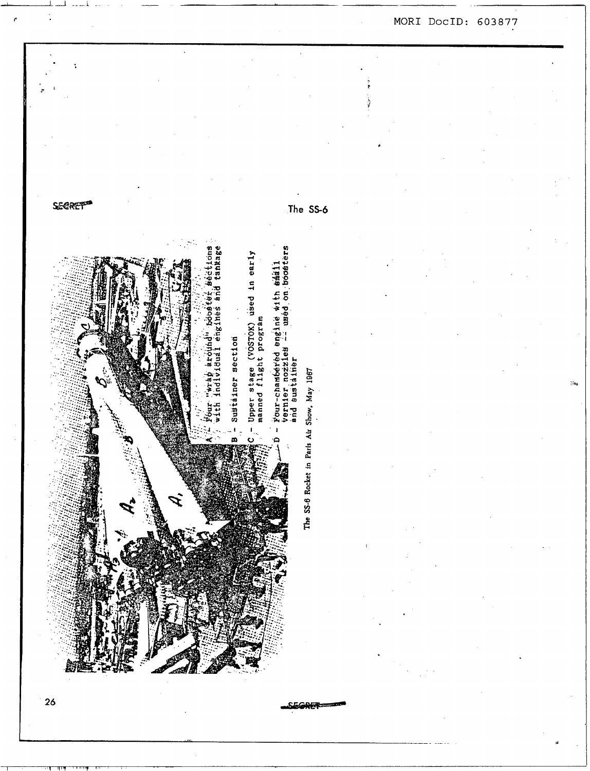SECRET

The SS-6

A - Four "wrap around" booster sections with individual engines and tankage

B - Sustainer section

C - Upper stage (VOSTOK) used in early manned flight program

D - Four-chambered engine with small vernier nozzles -- used on boosters and sustainer

The SS-6 Rocket in Paris Air Show, May 1967

SECRET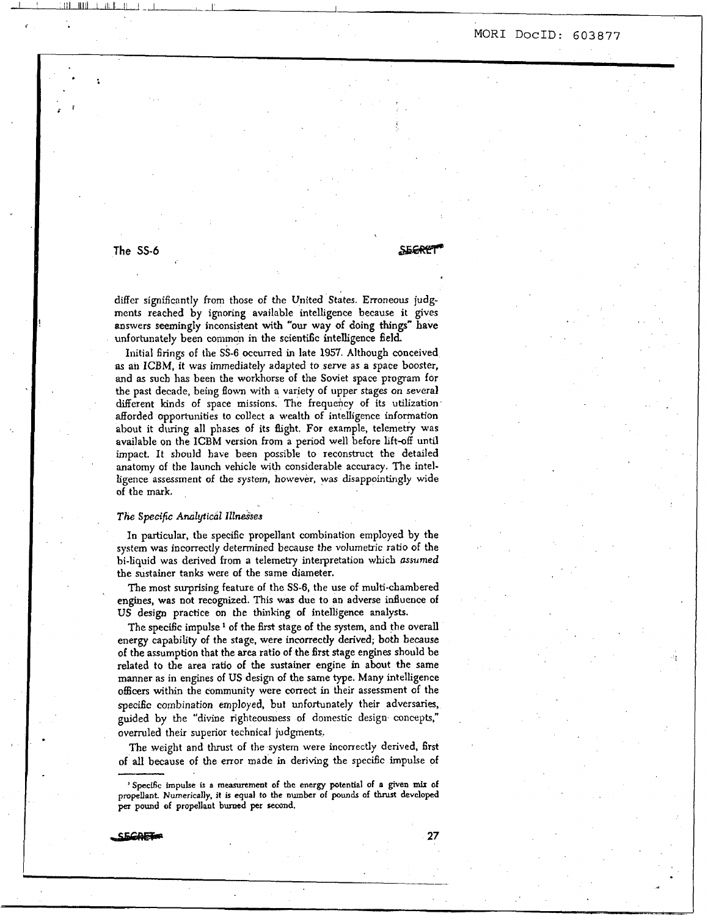differ significantly from those of the United States. Erroneous judgments reached by ignoring available intelligence because it gives answers seemingly inconsistent with "our way of doing things" have unfortunately been common in the scientific intelligence field.

Initial firings of the SS-6 occurred in late 1957. Although conceived as an ICBM, it was immediately adapted to serve as a space booster, and as such has been the workhorse of the Soviet space program for the past decade, being flown with a variety of upper stages on several different kinds of space missions. The frequency of its utilization afforded opportunities to collect a wealth of intelligence information about it during all phases of its flight. For example, telemetry was available on the ICBM version from a period well before lift-off until impact. It should have been possible to reconstruct the detailed anatomy of the launch vehicle with considerable accuracy. The intelligence assessment of the system, however, was disappointingly wide of the mark.

### *The Specific Analytical Illnesses*

In particular, the specific propellant combination employed by the system was incorrectly determined because the volumetric ratio of the bi-liquid was derived from a telemetry interpretation which *assumed* the sustainer tanks were of the same diameter.

The most surprising feature of the SS-6, the use of multi-chambered engines, was not recognized. This was due to an adverse influence of US design practice on the thinking of intelligence analysts.

The specific impulse[1] of the first stage of the system, and the overall energy capability of the stage, were incorrectly derived; both because of the assumption that the area ratio of the first stage engines should be related to the area ratio of the sustainer engine in about the same manner as in engines of US design of the same type. Many intelligence officers within the community were correct in their assessment of the specific combination employed, but unfortunately their adversaries, guided by the "divine righteousness of domestic design concepts," overruled their superior technical judgments.

The weight and thrust of the system were incorrectly derived, first of all because of the error made in deriving the specific impulse of

[1] Specific impulse is a measurement of the energy potential of a given mix of propellant. Numerically, it is equal to the number of pounds of thrust developed per pound of propellant burned per second.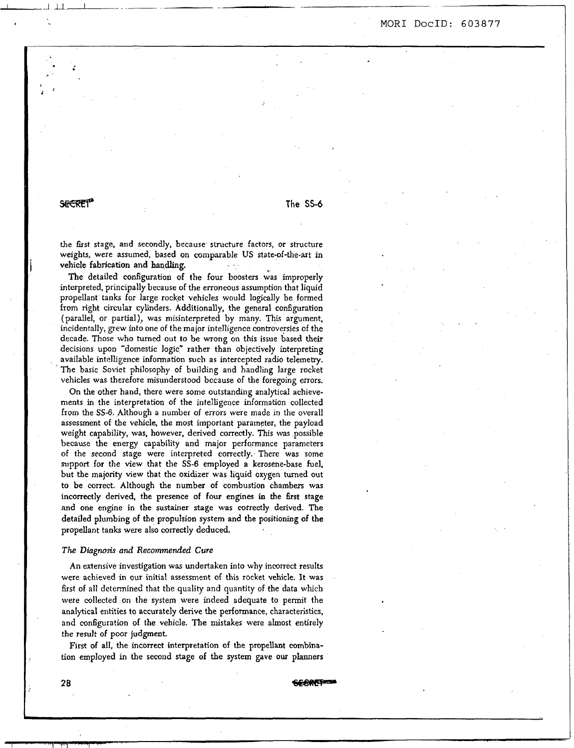the first stage, and secondly, because structure factors, or structure weights, were assumed, based on comparable US state-of-the-art in vehicle fabrication and handling.

The detailed configuration of the four boosters was improperly interpreted, principally because of the erroneous assumption that liquid propellant tanks for large rocket vehicles would logically be formed from right circular cylinders. Additionally, the general configuration (parallel, or partial), was misinterpreted by many. This argument, incidentally, grew into one of the major intelligence controversies of the decade. Those who turned out to be wrong on this issue based their decisions upon "domestic logic" rather than objectively interpreting available intelligence information such as intercepted radio telemetry. The basic Soviet philosophy of building and handling large rocket vehicles was therefore misunderstood because of the foregoing errors.

On the other hand, there were some outstanding analytical achievements in the interpretation of the intelligence information collected from the SS-6. Although a number of errors were made in the overall assessment of the vehicle, the most important parameter, the payload weight capability, was, however, derived correctly. This was possible because the energy capability and major performance parameters of the second stage were interpreted correctly. There was some support for the view that the SS-6 employed a kerosene-base fuel, but the majority view that the oxidizer was liquid oxygen turned out to be correct. Although the number of combustion chambers was incorrectly derived, the presence of four engines in the first stage and one engine in the sustainer stage was correctly derived. The detailed plumbing of the propulsion system and the positioning of the propellant tanks were also correctly deduced.

### *The Diagnosis and Recommended Cure*

An extensive investigation was undertaken into why incorrect results were achieved in our initial assessment of this rocket vehicle. It was first of all determined that the quality and quantity of the data which were collected on the system were indeed adequate to permit the analytical entities to accurately derive the performance, characteristics, and configuration of the vehicle. The mistakes were almost entirely the result of poor judgment.

First of all, the incorrect interpretation of the propellant combination employed in the second stage of the system gave our planners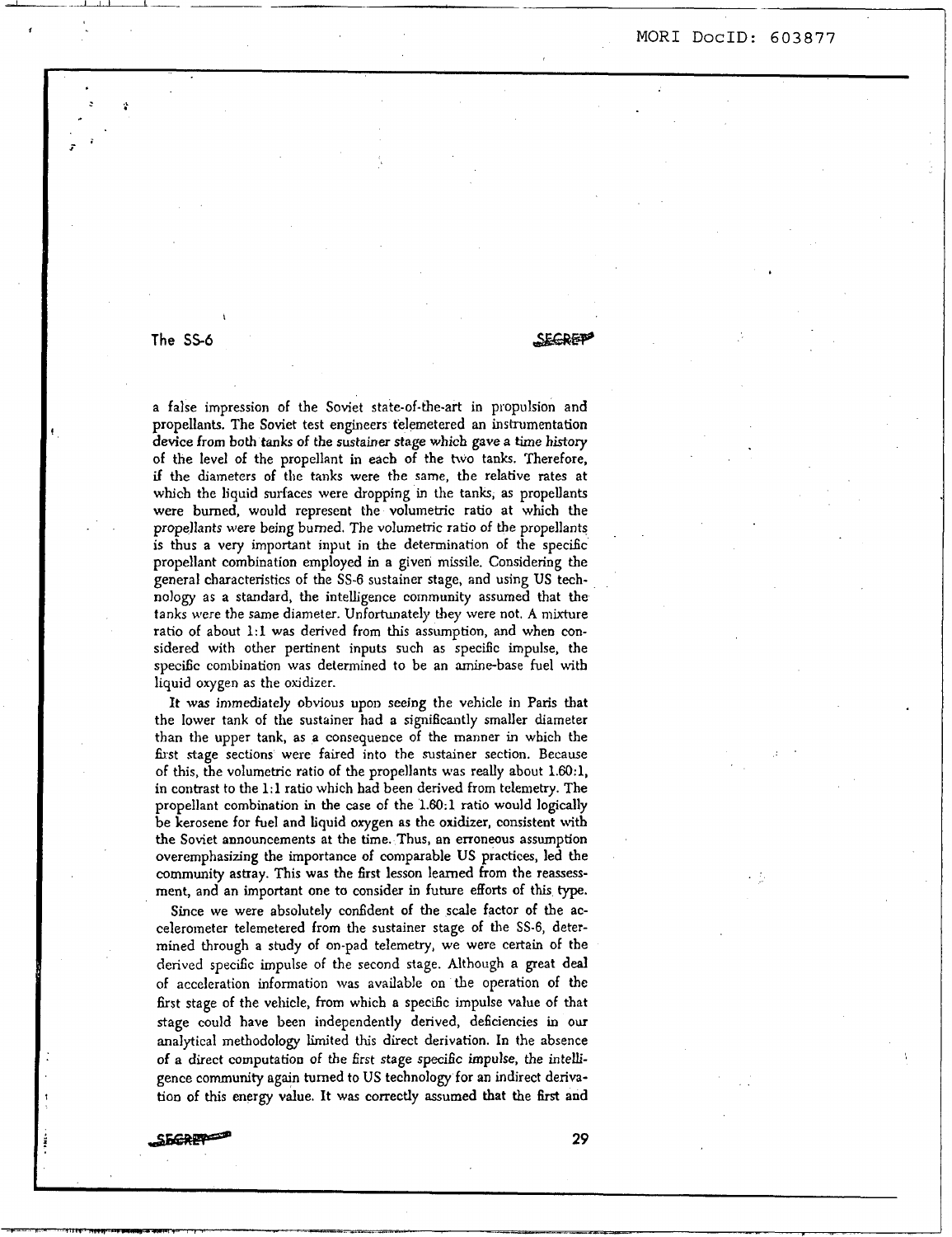a false impression of the Soviet state-of-the-art in propulsion and propellants. The Soviet test engineers telemetered an instrumentation device from both tanks of the sustainer stage which gave a time history of the level of the propellant in each of the two tanks. Therefore, if the diameters of the tanks were the same, the relative rates at which the liquid surfaces were dropping in the tanks, as propellants were burned, would represent the volumetric ratio at which the propellants were being burned. The volumetric ratio of the propellants is thus a very important input in the determination of the specific propellant combination employed in a given missile. Considering the general characteristics of the SS-6 sustainer stage, and using US technology as a standard, the intelligence community assumed that the tanks were the same diameter. Unfortunately they were not. A mixture ratio of about 1:1 was derived from this assumption, and when considered with other pertinent inputs such as specific impulse, the specific combination was determined to be an amine-base fuel with liquid oxygen as the oxidizer.

It was immediately obvious upon seeing the vehicle in Paris that the lower tank of the sustainer had a significantly smaller diameter than the upper tank, as a consequence of the manner in which the first stage sections were faired into the sustainer section. Because of this, the volumetric ratio of the propellants was really about 1.60:1, in contrast to the 1:1 ratio which had been derived from telemetry. The propellant combination in the case of the 1.60:1 ratio would logically be kerosene for fuel and liquid oxygen as the oxidizer, consistent with the Soviet announcements at the time. Thus, an erroneous assumption overemphasizing the importance of comparable US practices, led the community astray. This was the first lesson learned from the reassessment, and an important one to consider in future efforts of this type.

Since we were absolutely confident of the scale factor of the accelerometer telemetered from the sustainer stage of the SS-6, determined through a study of on-pad telemetry, we were certain of the derived specific impulse of the second stage. Although a great deal of acceleration information was available on the operation of the first stage of the vehicle, from which a specific impulse value of that stage could have been independently derived, deficiencies in our analytical methodology limited this direct derivation. In the absence of a direct computation of the first stage specific impulse, the intelligence community again turned to US technology for an indirect derivation of this energy value. It was correctly assumed that the first and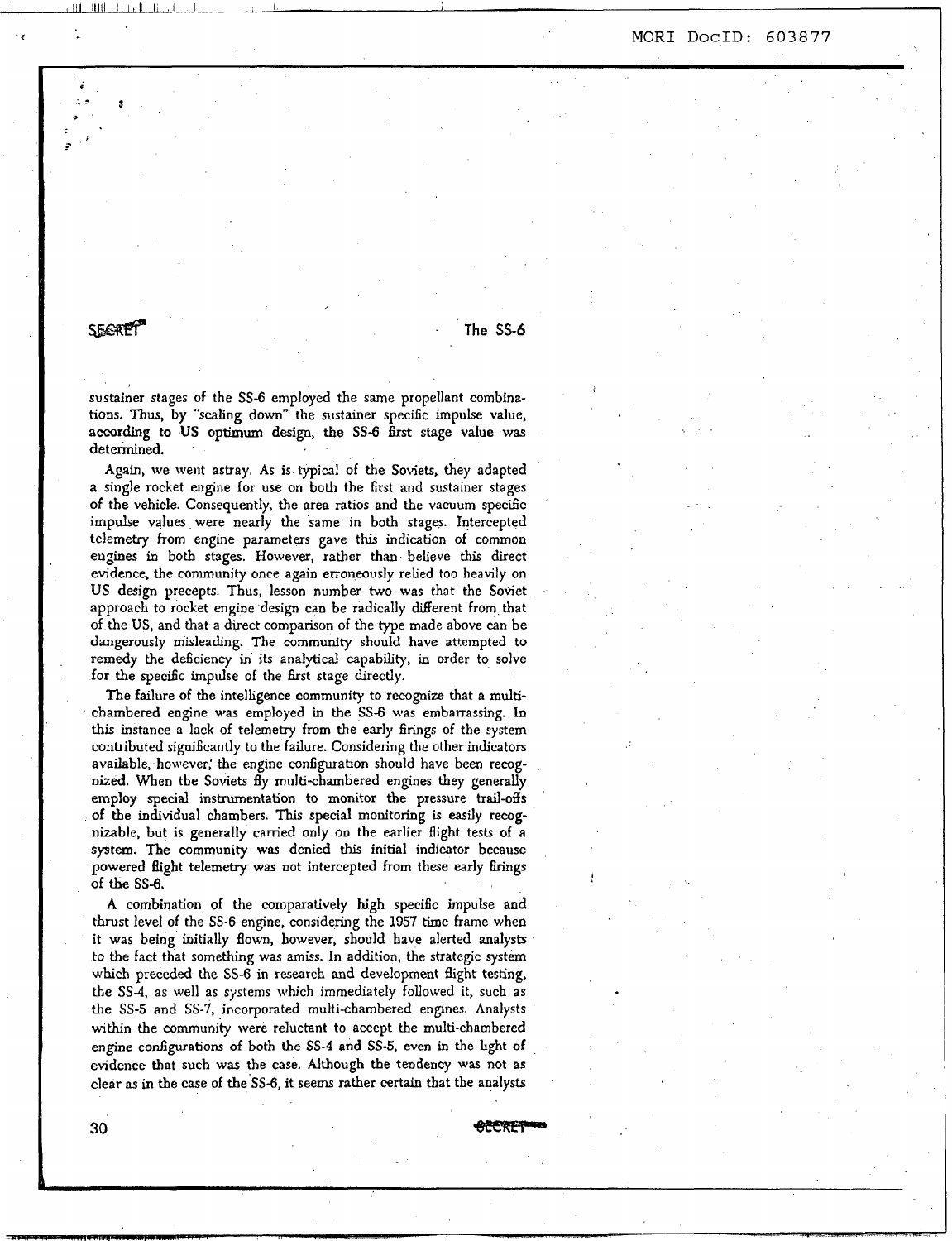sustainer stages of the SS-6 employed the same propellant combinations. Thus, by "scaling down" the sustainer specific impulse value, according to US optimum design, the SS-6 first stage value was determined.

Again, we went astray. As is typical of the Soviets, they adapted a single rocket engine for use on both the first and sustainer stages of the vehicle. Consequently, the area ratios and the vacuum specific impulse values were nearly the same in both stages. Intercepted telemetry from engine parameters gave this indication of common engines in both stages. However, rather than believe this direct evidence, the community once again erroneously relied too heavily on US design precepts. Thus, lesson number two was that the Soviet approach to rocket engine design can be radically different from that of the US, and that a direct comparison of the type made above can be dangerously misleading. The community should have attempted to remedy the deficiency in its analytical capability, in order to solve for the specific impulse of the first stage directly.

The failure of the intelligence community to recognize that a multi-chambered engine was employed in the SS-6 was embarrassing. In this instance a lack of telemetry from the early firings of the system contributed significantly to the failure. Considering the other indicators available, however, the engine configuration should have been recognized. When the Soviets fly multi-chambered engines they generally employ special instrumentation to monitor the pressure trail-offs of the individual chambers. This special monitoring is easily recognizable, but is generally carried only on the earlier flight tests of a system. The community was denied this initial indicator because powered flight telemetry was not intercepted from these early firings of the SS-6.

A combination of the comparatively high specific impulse and thrust level of the SS-6 engine, considering the 1957 time frame when it was being initially flown, however, should have alerted analysts to the fact that something was amiss. In addition, the strategic system which preceded the SS-6 in research and development flight testing, the SS-4, as well as systems which immediately followed it, such as the SS-5 and SS-7, incorporated multi-chambered engines. Analysts within the community were reluctant to accept the multi-chambered engine configurations of both the SS-4 and SS-5, even in the light of evidence that such was the case. Although the tendency was not as clear as in the case of the SS-6, it seems rather certain that the analysts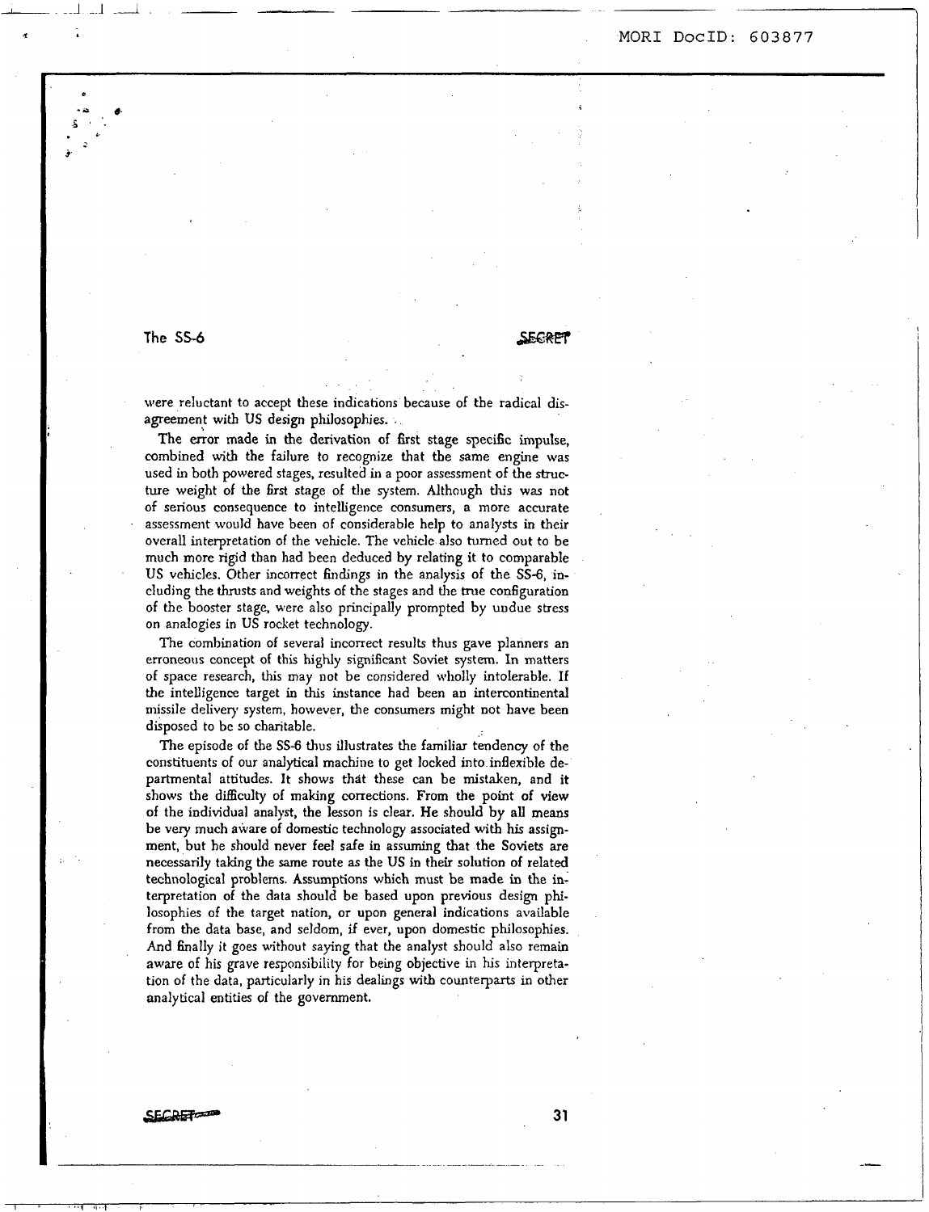were reluctant to accept these indications because of the radical disagreement with US design philosophies.

The error made in the derivation of first stage specific impulse, combined with the failure to recognize that the same engine was used in both powered stages, resulted in a poor assessment of the structure weight of the first stage of the system. Although this was not of serious consequence to intelligence consumers, a more accurate assessment would have been of considerable help to analysts in their overall interpretation of the vehicle. The vehicle also turned out to be much more rigid than had been deduced by relating it to comparable US vehicles. Other incorrect findings in the analysis of the SS-6, including the thrusts and weights of the stages and the true configuration of the booster stage, were also principally prompted by undue stress on analogies in US rocket technology.

The combination of several incorrect results thus gave planners an erroneous concept of this highly significant Soviet system. In matters of space research, this may not be considered wholly intolerable. If the intelligence target in this instance had been an intercontinental missile delivery system, however, the consumers might not have been disposed to be so charitable.

The episode of the SS-6 thus illustrates the familiar tendency of the constituents of our analytical machine to get locked into inflexible departmental attitudes. It shows that these can be mistaken, and it shows the difficulty of making corrections. From the point of view of the individual analyst, the lesson is clear. He should by all means be very much aware of domestic technology associated with his assignment, but he should never feel safe in assuming that the Soviets are necessarily taking the same route as the US in their solution of related technological problems. Assumptions which must be made in the interpretation of the data should be based upon previous design philosophies of the target nation, or upon general indications available from the data base, and seldom, if ever, upon domestic philosophies. And finally it goes without saying that the analyst should also remain aware of his grave responsibility for being objective in his interpretation of the data, particularly in his dealings with counterparts in other analytical entities of the government.